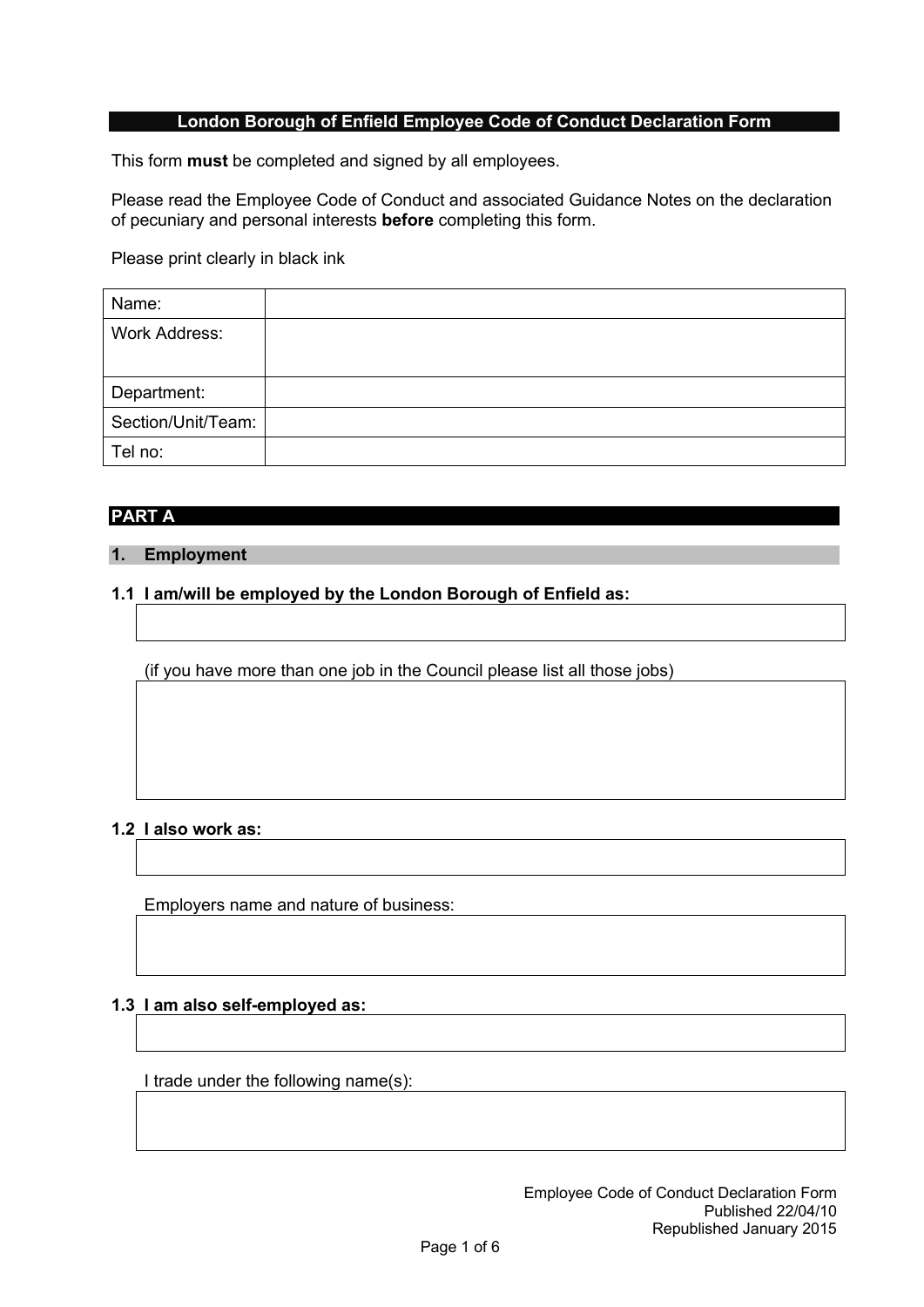# London Borough of Enfield Employee Code of Conduct Declaration Form

This form **must** be completed and signed by all employees.

Please read the Employee Code of Conduct and associated Guidance Notes on the declaration of pecuniary and personal interests **before** completing this form.

Please print clearly in black ink

| Name: | |
|---|---|
| Work Address: | |
| Department: | |
| Section/Unit/Team: | |
| Tel no: | |

## PART A

### 1. Employment

**1.1 I am/will be employed by the London Borough of Enfield as:**

(if you have more than one job in the Council please list all those jobs)

**1.2 I also work as:**

Employers name and nature of business:

**1.3 I am also self-employed as:**

I trade under the following name(s):

Employee Code of Conduct Declaration Form
Published 22/04/10
Republished January 2015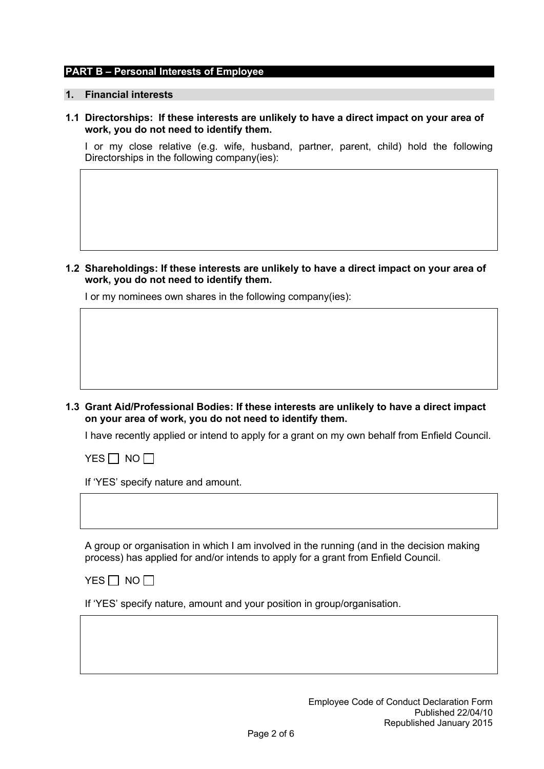## PART B – Personal Interests of Employee

### 1. Financial interests

**1.1 Directorships: If these interests are unlikely to have a direct impact on your area of work, you do not need to identify them.**

I or my close relative (e.g. wife, husband, partner, parent, child) hold the following Directorships in the following company(ies):

|   |
|---|
|   |

**1.2 Shareholdings: If these interests are unlikely to have a direct impact on your area of work, you do not need to identify them.**

I or my nominees own shares in the following company(ies):

|   |
|---|
|   |

**1.3 Grant Aid/Professional Bodies: If these interests are unlikely to have a direct impact on your area of work, you do not need to identify them.**

I have recently applied or intend to apply for a grant on my own behalf from Enfield Council.

YES ☐ NO ☐

If 'YES' specify nature and amount.

|   |
|---|
|   |

A group or organisation in which I am involved in the running (and in the decision making process) has applied for and/or intends to apply for a grant from Enfield Council.

YES ☐ NO ☐

If 'YES' specify nature, amount and your position in group/organisation.

|   |
|---|
|   |

Employee Code of Conduct Declaration Form
Published 22/04/10
Republished January 2015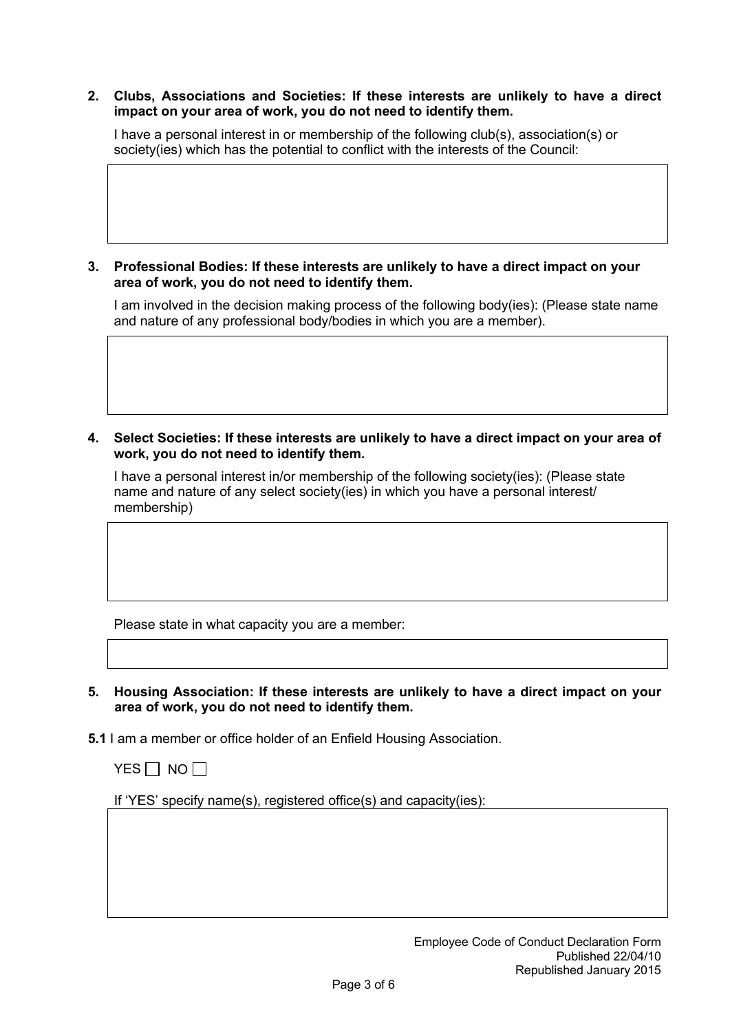**2. Clubs, Associations and Societies: If these interests are unlikely to have a direct impact on your area of work, you do not need to identify them.**

I have a personal interest in or membership of the following club(s), association(s) or society(ies) which has the potential to conflict with the interests of the Council:

**3. Professional Bodies: If these interests are unlikely to have a direct impact on your area of work, you do not need to identify them.**

I am involved in the decision making process of the following body(ies): (Please state name and nature of any professional body/bodies in which you are a member).

**4. Select Societies: If these interests are unlikely to have a direct impact on your area of work, you do not need to identify them.**

I have a personal interest in/or membership of the following society(ies): (Please state name and nature of any select society(ies) in which you have a personal interest/ membership)

Please state in what capacity you are a member:

**5. Housing Association: If these interests are unlikely to have a direct impact on your area of work, you do not need to identify them.**

**5.1** I am a member or office holder of an Enfield Housing Association.

YES ☐ NO ☐

If 'YES' specify name(s), registered office(s) and capacity(ies):

Employee Code of Conduct Declaration Form
Published 22/04/10
Republished January 2015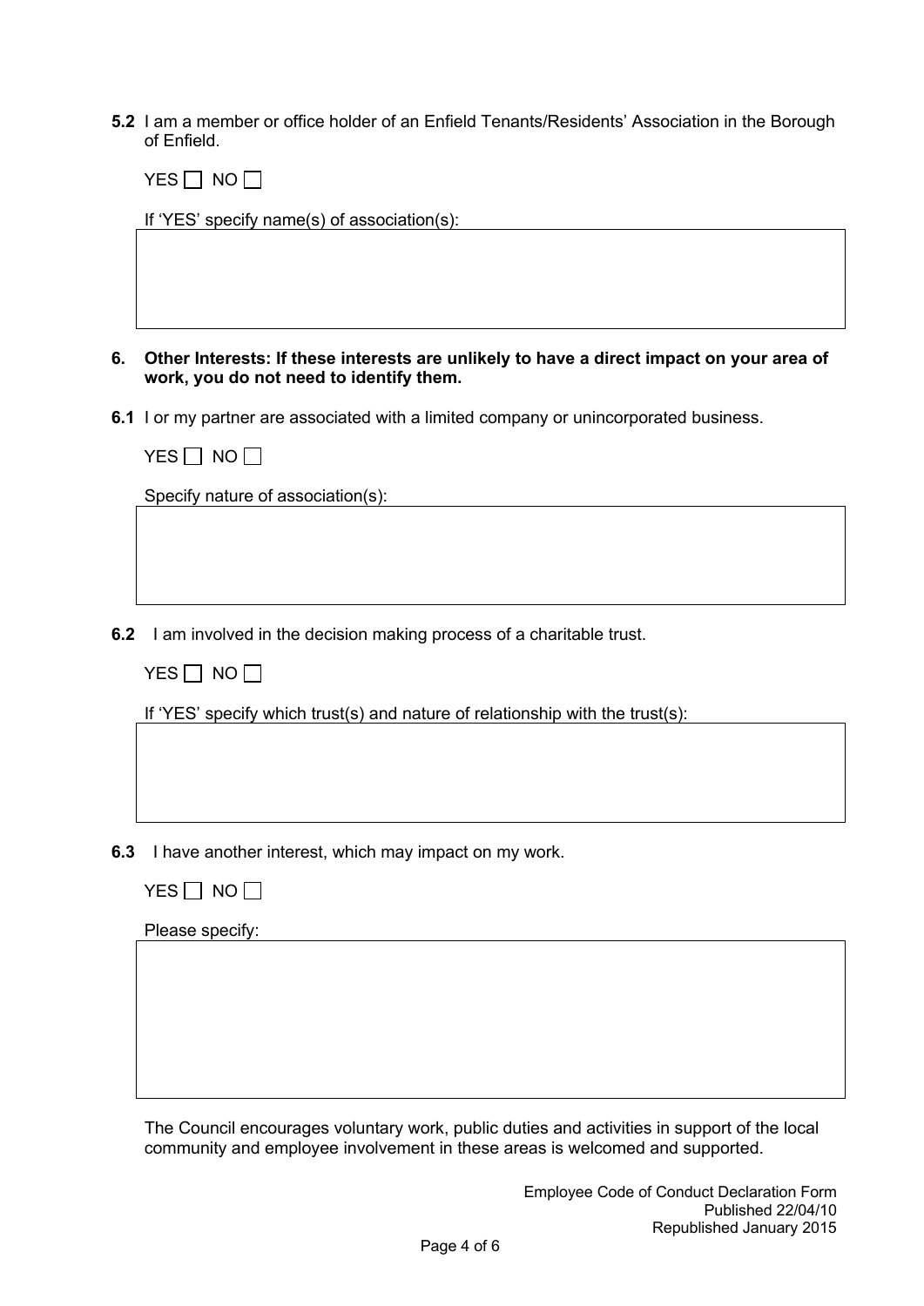**5.2** I am a member or office holder of an Enfield Tenants/Residents' Association in the Borough of Enfield.

YES ☐ NO ☐

If 'YES' specify name(s) of association(s):

&nbsp;

**6. Other Interests: If these interests are unlikely to have a direct impact on your area of work, you do not need to identify them.**

**6.1** I or my partner are associated with a limited company or unincorporated business.

YES ☐ NO ☐

Specify nature of association(s):

&nbsp;

**6.2** I am involved in the decision making process of a charitable trust.

YES ☐ NO ☐

If 'YES' specify which trust(s) and nature of relationship with the trust(s):

&nbsp;

**6.3** I have another interest, which may impact on my work.

YES ☐ NO ☐

Please specify:

&nbsp;

The Council encourages voluntary work, public duties and activities in support of the local community and employee involvement in these areas is welcomed and supported.

Employee Code of Conduct Declaration Form
Published 22/04/10
Republished January 2015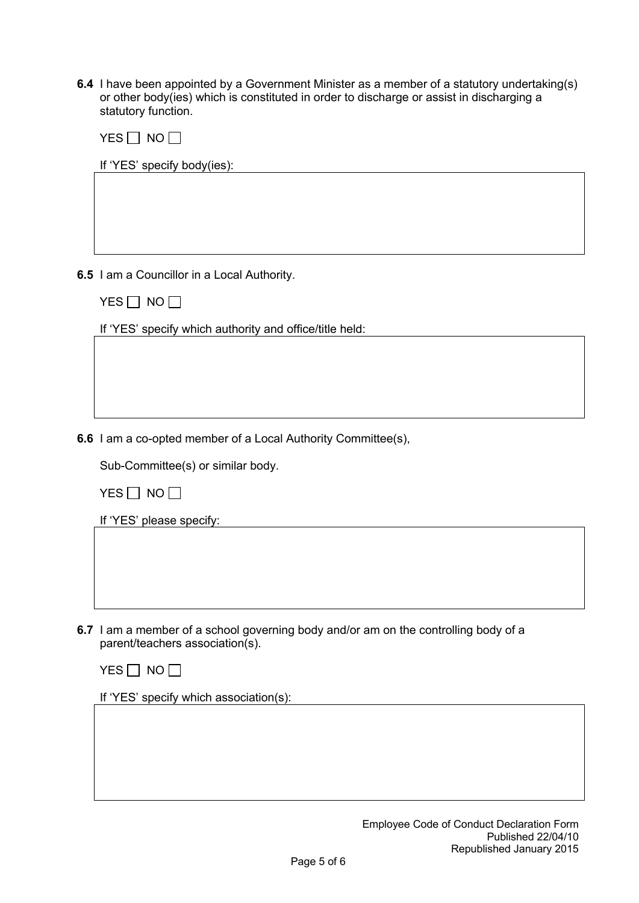**6.4** I have been appointed by a Government Minister as a member of a statutory undertaking(s) or other body(ies) which is constituted in order to discharge or assist in discharging a statutory function.

YES ☐ NO ☐

If 'YES' specify body(ies):

**6.5** I am a Councillor in a Local Authority.

YES ☐ NO ☐

If 'YES' specify which authority and office/title held:

**6.6** I am a co-opted member of a Local Authority Committee(s),

Sub-Committee(s) or similar body.

YES ☐ NO ☐

If 'YES' please specify:

**6.7** I am a member of a school governing body and/or am on the controlling body of a parent/teachers association(s).

YES ☐ NO ☐

If 'YES' specify which association(s):

Employee Code of Conduct Declaration Form
Published 22/04/10
Republished January 2015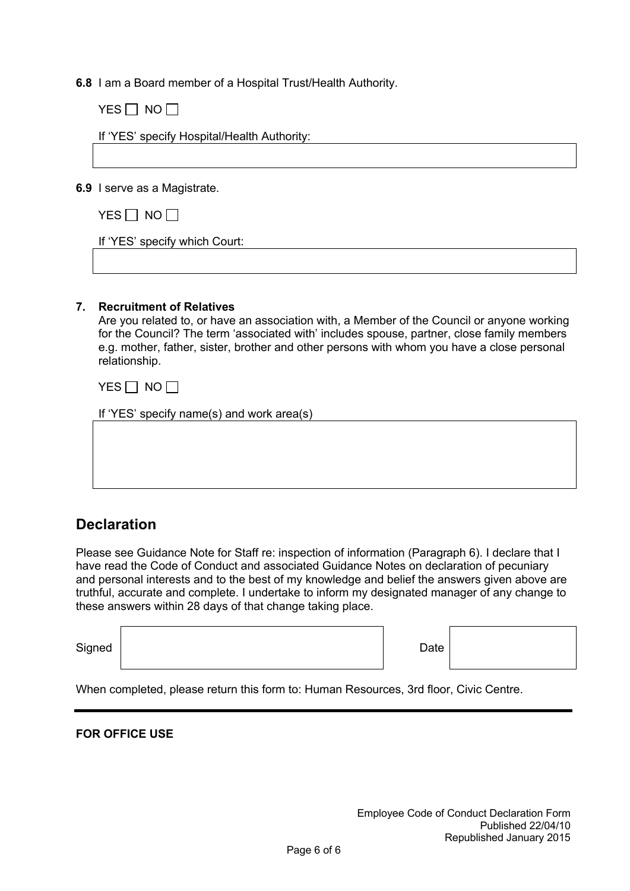**6.8** I am a Board member of a Hospital Trust/Health Authority.

YES ☐ NO ☐

If 'YES' specify Hospital/Health Authority:

**6.9** I serve as a Magistrate.

YES ☐ NO ☐

If 'YES' specify which Court:

**7. Recruitment of Relatives**

Are you related to, or have an association with, a Member of the Council or anyone working for the Council? The term 'associated with' includes spouse, partner, close family members e.g. mother, father, sister, brother and other persons with whom you have a close personal relationship.

YES ☐ NO ☐

If 'YES' specify name(s) and work area(s)

## Declaration

Please see Guidance Note for Staff re: inspection of information (Paragraph 6). I declare that I have read the Code of Conduct and associated Guidance Notes on declaration of pecuniary and personal interests and to the best of my knowledge and belief the answers given above are truthful, accurate and complete. I undertake to inform my designated manager of any change to these answers within 28 days of that change taking place.

Signed

Date

When completed, please return this form to: Human Resources, 3rd floor, Civic Centre.

**FOR OFFICE USE**

Employee Code of Conduct Declaration Form
Published 22/04/10
Republished January 2015